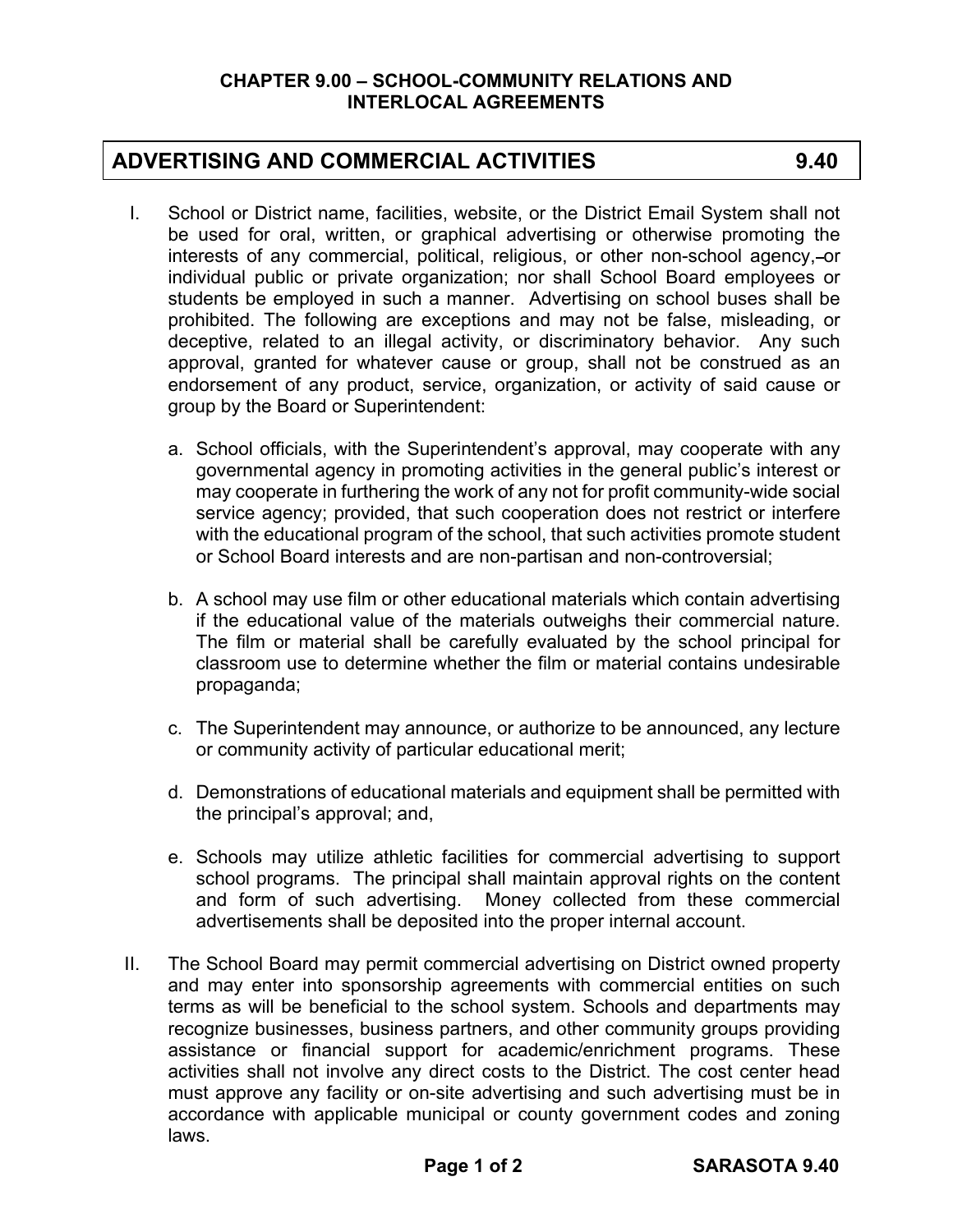**CHAPTER 9.00 – SCHOOL-COMMUNITY RELATIONS AND INTERLOCAL AGREEMENTS**

# ADVERTISING AND COMMERCIAL ACTIVITIES 9.40

I. School or District name, facilities, website, or the District Email System shall not be used for oral, written, or graphical advertising or otherwise promoting the interests of any commercial, political, religious, or other non-school agency, or individual public or private organization; nor shall School Board employees or students be employed in such a manner. Advertising on school buses shall be prohibited. The following are exceptions and may not be false, misleading, or deceptive, related to an illegal activity, or discriminatory behavior. Any such approval, granted for whatever cause or group, shall not be construed as an endorsement of any product, service, organization, or activity of said cause or group by the Board or Superintendent:

   a. School officials, with the Superintendent's approval, may cooperate with any governmental agency in promoting activities in the general public's interest or may cooperate in furthering the work of any not for profit community-wide social service agency; provided, that such cooperation does not restrict or interfere with the educational program of the school, that such activities promote student or School Board interests and are non-partisan and non-controversial;

   b. A school may use film or other educational materials which contain advertising if the educational value of the materials outweighs their commercial nature. The film or material shall be carefully evaluated by the school principal for classroom use to determine whether the film or material contains undesirable propaganda;

   c. The Superintendent may announce, or authorize to be announced, any lecture or community activity of particular educational merit;

   d. Demonstrations of educational materials and equipment shall be permitted with the principal's approval; and,

   e. Schools may utilize athletic facilities for commercial advertising to support school programs. The principal shall maintain approval rights on the content and form of such advertising. Money collected from these commercial advertisements shall be deposited into the proper internal account.

II. The School Board may permit commercial advertising on District owned property and may enter into sponsorship agreements with commercial entities on such terms as will be beneficial to the school system. Schools and departments may recognize businesses, business partners, and other community groups providing assistance or financial support for academic/enrichment programs. These activities shall not involve any direct costs to the District. The cost center head must approve any facility or on-site advertising and such advertising must be in accordance with applicable municipal or county government codes and zoning laws.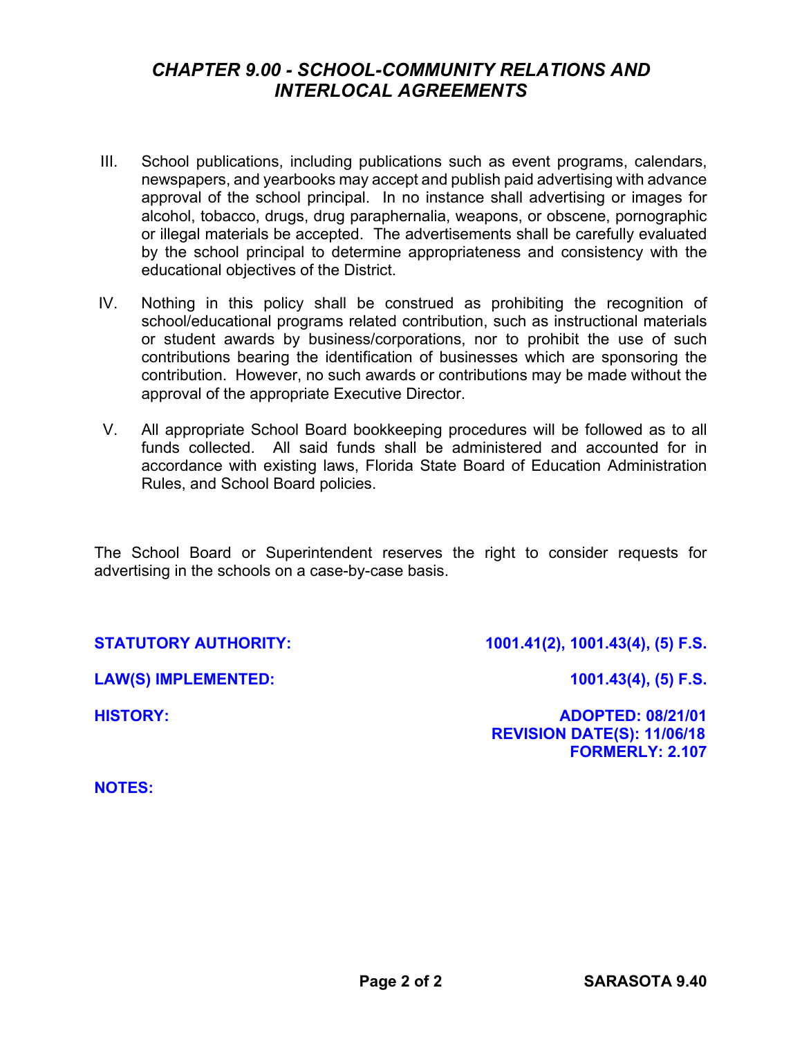## *CHAPTER 9.00 - SCHOOL-COMMUNITY RELATIONS AND INTERLOCAL AGREEMENTS*

III. School publications, including publications such as event programs, calendars, newspapers, and yearbooks may accept and publish paid advertising with advance approval of the school principal. In no instance shall advertising or images for alcohol, tobacco, drugs, drug paraphernalia, weapons, or obscene, pornographic or illegal materials be accepted. The advertisements shall be carefully evaluated by the school principal to determine appropriateness and consistency with the educational objectives of the District.

IV. Nothing in this policy shall be construed as prohibiting the recognition of school/educational programs related contribution, such as instructional materials or student awards by business/corporations, nor to prohibit the use of such contributions bearing the identification of businesses which are sponsoring the contribution. However, no such awards or contributions may be made without the approval of the appropriate Executive Director.

V. All appropriate School Board bookkeeping procedures will be followed as to all funds collected. All said funds shall be administered and accounted for in accordance with existing laws, Florida State Board of Education Administration Rules, and School Board policies.

The School Board or Superintendent reserves the right to consider requests for advertising in the schools on a case-by-case basis.

**STATUTORY AUTHORITY:** **1001.41(2), 1001.43(4), (5) F.S.**

**LAW(S) IMPLEMENTED:** **1001.43(4), (5) F.S.**

**HISTORY:** **ADOPTED: 08/21/01**
**REVISION DATE(S): 11/06/18**
**FORMERLY: 2.107**

**NOTES:**